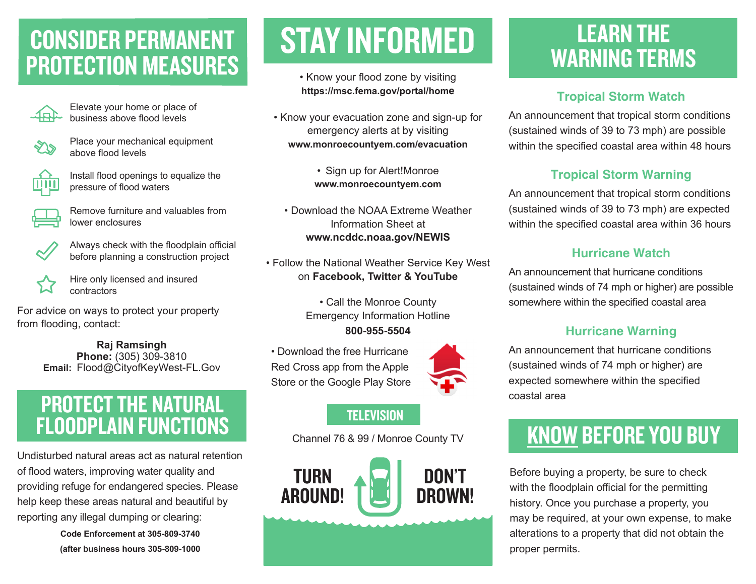# CONSIDER PERMANENT PROTECTION MEASURES

- Elevate your home or place of business above flood levels
- Place your mechanical equipment above flood levels
- Install flood openings to equalize the pressure of flood waters
- Remove furniture and valuables from lower enclosures
- Always check with the floodplain official before planning a construction project
- Hire only licensed and insured contractors

For advice on ways to protect your property from flooding, contact:

**Raj Ramsingh**
**Phone:** (305) 309-3810
**Email:** Flood@CityofKeyWest-FL.Gov

# PROTECT THE NATURAL FLOODPLAIN FUNCTIONS

Undisturbed natural areas act as natural retention of flood waters, improving water quality and providing refuge for endangered species. Please help keep these areas natural and beautiful by reporting any illegal dumping or clearing:

**Code Enforcement at 305-809-3740**
**(after business hours 305-809-1000**

# STAY INFORMED

- Know your flood zone by visiting **https://msc.fema.gov/portal/home**
- Know your evacuation zone and sign-up for emergency alerts at by visiting **www.monroecountyem.com/evacuation**
- Sign up for Alert!Monroe **www.monroecountyem.com**
- Download the NOAA Extreme Weather Information Sheet at **www.ncddc.noaa.gov/NEWIS**
- Follow the National Weather Service Key West on **Facebook, Twitter & YouTube**
- Call the Monroe County Emergency Information Hotline **800-955-5504**
- Download the free Hurricane Red Cross app from the Apple Store or the Google Play Store

## TELEVISION

Channel 76 & 99 / Monroe County TV

**TURN AROUND! DON'T DROWN!**

# LEARN THE WARNING TERMS

### Tropical Storm Watch

An announcement that tropical storm conditions (sustained winds of 39 to 73 mph) are possible within the specified coastal area within 48 hours

### Tropical Storm Warning

An announcement that tropical storm conditions (sustained winds of 39 to 73 mph) are expected within the specified coastal area within 36 hours

### Hurricane Watch

An announcement that hurricane conditions (sustained winds of 74 mph or higher) are possible somewhere within the specified coastal area

### Hurricane Warning

An announcement that hurricane conditions (sustained winds of 74 mph or higher) are expected somewhere within the specified coastal area

# KNOW BEFORE YOU BUY

Before buying a property, be sure to check with the floodplain official for the permitting history. Once you purchase a property, you may be required, at your own expense, to make alterations to a property that did not obtain the proper permits.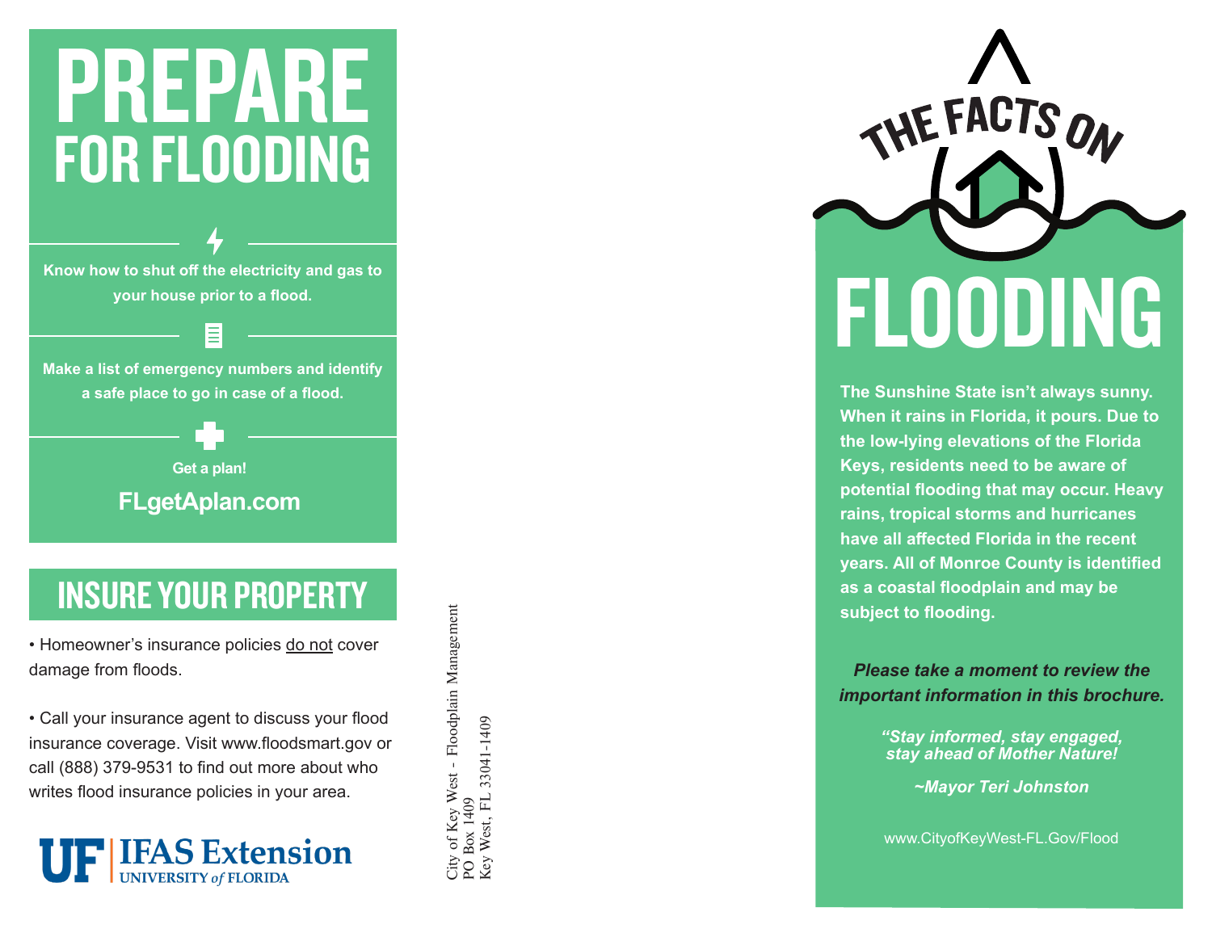# PREPARE FOR FLOODING

**Know how to shut off the electricity and gas to your house prior to a flood.**

**Make a list of emergency numbers and identify a safe place to go in case of a flood.**

**Get a plan!**

**FLgetAplan.com**

## INSURE YOUR PROPERTY

- Homeowner's insurance policies do not cover damage from floods.

- Call your insurance agent to discuss your flood insurance coverage. Visit www.floodsmart.gov or call (888) 379-9531 to find out more about who writes flood insurance policies in your area.

UF | IFAS Extension
UNIVERSITY of FLORIDA

City of Key West - Floodplain Management
PO Box 1409
Key West, FL 33041-1409

# THE FACTS ON FLOODING

**The Sunshine State isn't always sunny. When it rains in Florida, it pours. Due to the low-lying elevations of the Florida Keys, residents need to be aware of potential flooding that may occur. Heavy rains, tropical storms and hurricanes have all affected Florida in the recent years. All of Monroe County is identified as a coastal floodplain and may be subject to flooding.**

***Please take a moment to review the important information in this brochure.***

***"Stay informed, stay engaged, stay ahead of Mother Nature!***

***~Mayor Teri Johnston***

www.CityofKeyWest-FL.Gov/Flood